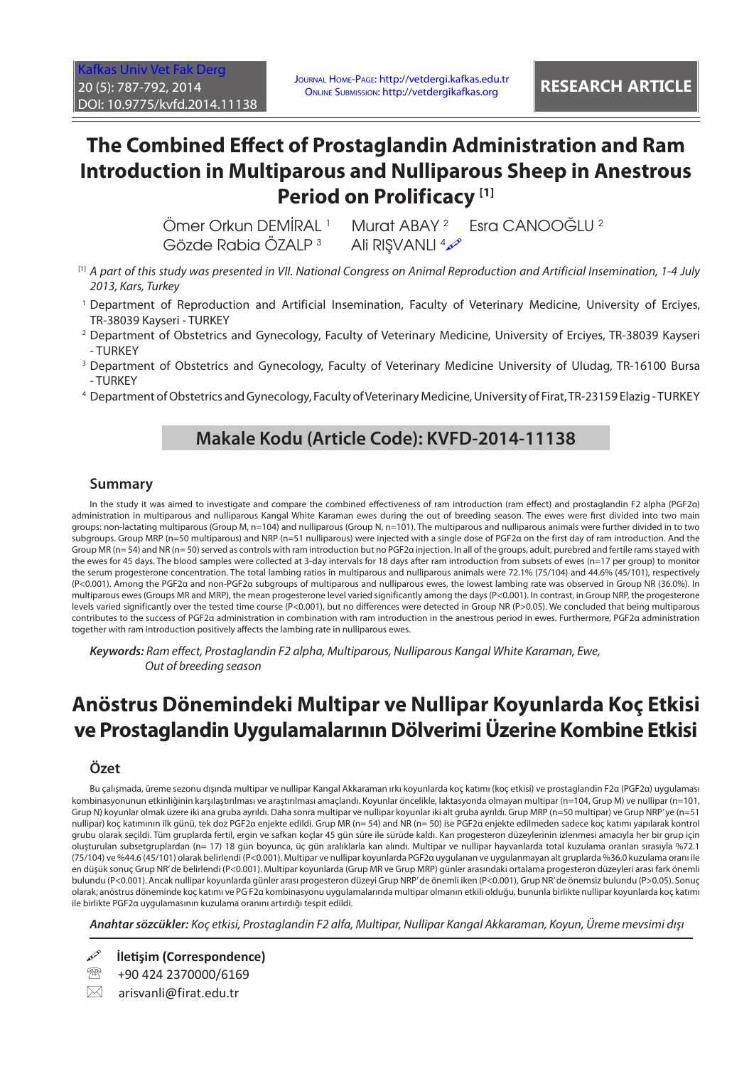# The Combined Effect of Prostaglandin Administration and Ram Introduction in Multiparous and Nulliparous Sheep in Anestrous Period on Prolificacy [1]

Ömer Orkun DEMİRAL [1] Murat ABAY [2] Esra CANOOĞLU [2]
Gözde Rabia ÖZALP [3] Ali RIŞVANLI [4]

[1] *A part of this study was presented in VII. National Congress on Animal Reproduction and Artificial Insemination, 1-4 July 2013, Kars, Turkey*

[1] Department of Reproduction and Artificial Insemination, Faculty of Veterinary Medicine, University of Erciyes, TR-38039 Kayseri - TURKEY

[2] Department of Obstetrics and Gynecology, Faculty of Veterinary Medicine, University of Erciyes, TR-38039 Kayseri - TURKEY

[3] Department of Obstetrics and Gynecology, Faculty of Veterinary Medicine University of Uludag, TR-16100 Bursa - TURKEY

[4] Department of Obstetrics and Gynecology, Faculty of Veterinary Medicine, University of Firat, TR-23159 Elazig - TURKEY

**Makale Kodu (Article Code): KVFD-2014-11138**

## Summary

In the study it was aimed to investigate and compare the combined effectiveness of ram introduction (ram effect) and prostaglandin F2 alpha (PGF2α) administration in multiparous and nulliparous Kangal White Karaman ewes during the out of breeding season. The ewes were first divided into two main groups: non-lactating multiparous (Group M, n=104) and nulliparous (Group N, n=101). The multiparous and nulliparous animals were further divided in to two subgroups. Group MRP (n=50 multiparous) and NRP (n=51 nulliparous) were injected with a single dose of PGF2α on the first day of ram introduction. And the Group MR (n= 54) and NR (n= 50) served as controls with ram introduction but no PGF2α injection. In all of the groups, adult, purebred and fertile rams stayed with the ewes for 45 days. The blood samples were collected at 3-day intervals for 18 days after ram introduction from subsets of ewes (n=17 per group) to monitor the serum progesterone concentration. The total lambing ratios in multiparous and nulliparous animals were 72.1% (75/104) and 44.6% (45/101), respectively (P<0.001). Among the PGF2α and non-PGF2α subgroups of multiparous and nulliparous ewes, the lowest lambing rate was observed in Group NR (36.0%). In multiparous ewes (Groups MR and MRP), the mean progesterone level varied significantly among the days (P<0.001). In contrast, in Group NRP, the progesterone levels varied significantly over the tested time course (P<0.001), but no differences were detected in Group NR (P>0.05). We concluded that being multiparous contributes to the success of PGF2α administration in combination with ram introduction in the anestrous period in ewes. Furthermore, PGF2α administration together with ram introduction positively affects the lambing rate in nulliparous ewes.

***Keywords:*** *Ram effect, Prostaglandin F2 alpha, Multiparous, Nulliparous Kangal White Karaman, Ewe, Out of breeding season*

# Anöstrus Dönemindeki Multipar ve Nullipar Koyunlarda Koç Etkisi ve Prostaglandin Uygulamalarının Dölverimi Üzerine Kombine Etkisi

## Özet

Bu çalışmada, üreme sezonu dışında multipar ve nullipar Kangal Akkaraman ırkı koyunlarda koç katımı (koç etkisi) ve prostaglandin F2α (PGF2α) uygulaması kombinasyonunun etkinliğinin karşılaştırılması ve araştırılması amaçlandı. Koyunlar öncelikle, laktasyonda olmayan multipar (n=104, Grup M) ve nullipar (n=101, Grup N) koyunlar olmak üzere iki ana gruba ayrıldı. Daha sonra multipar ve nullipar koyunlar iki alt gruba ayrıldı. Grup MRP (n=50 multipar) ve Grup NRP'ye (n=51 nullipar) koç katımının ilk günü, tek doz PGF2α enjekte edildi. Grup MR (n= 54) and NR (n= 50) ise PGF2α enjekte edilmeden sadece koç katımı yapılarak kontrol grubu olarak seçildi. Tüm gruplarda fertil, ergin ve safkan koçlar 45 gün süre ile sürüde kaldı. Kan progesteron düzeylerinin izlenmesi amacıyla her bir grup için oluşturulan subsetgruplardan (n= 17) 18 gün boyunca, üç gün aralıklarla kan alındı. Multipar ve nullipar hayvanlarda total kuzulama oranları sırasıyla %72.1 (75/104) ve %44.6 (45/101) olarak belirlendi (P<0.001). Multipar ve nullipar koyunlarda PGF2α uygulanan ve uygulanmayan alt gruplarda %36.0 kuzulama oranı ile en düşük sonuç Grup NR'de belirlendi (P<0.001). Multipar koyunlarda (Grup MR ve Grup MRP) günler arasındaki ortalama progesteron düzeyleri arası fark önemli bulundu (P<0.001). Ancak nullipar koyunlarda günler arası progesteron düzeyi Grup NRP'de önemli iken (P<0.001), Grup NR'de önemsiz bulundu (P>0.05). Sonuç olarak; anöstrus döneminde koç katımı ve PG F2α kombinasyonu uygulamalarında multipar olmanın etkili olduğu, bununla birlikte nullipar koyunlarda koç katımı ile birlikte PGF2α uygulamasının kuzulama oranını artırdığı tespit edildi.

***Anahtar sözcükler:*** *Koç etkisi, Prostaglandin F2 alfa, Multipar, Nullipar Kangal Akkaraman, Koyun, Üreme mevsimi dışı*

**İletişim (Correspondence)**

+90 424 2370000/6169

arisvanli@firat.edu.tr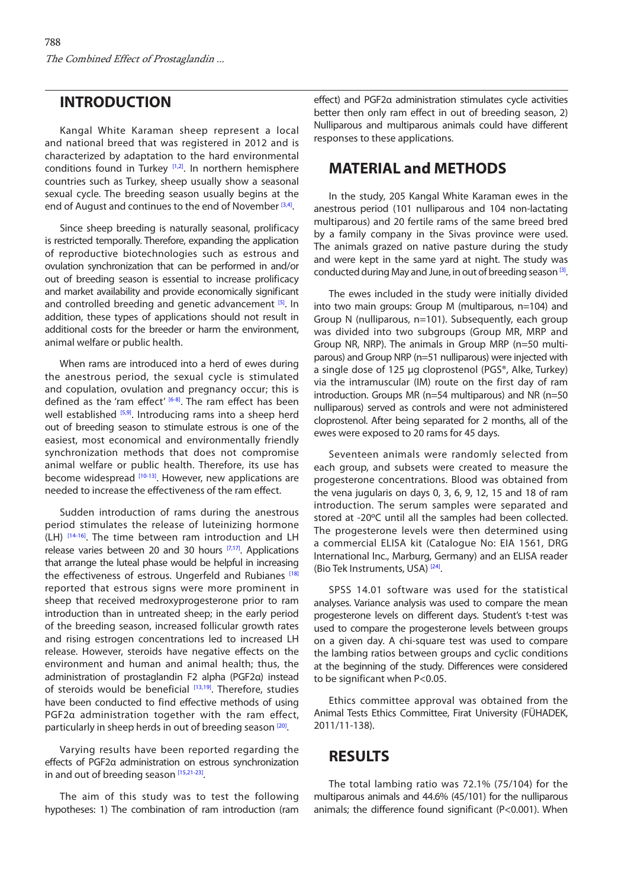## INTRODUCTION

Kangal White Karaman sheep represent a local and national breed that was registered in 2012 and is characterized by adaptation to the hard environmental conditions found in Turkey [1,2]. In northern hemisphere countries such as Turkey, sheep usually show a seasonal sexual cycle. The breeding season usually begins at the end of August and continues to the end of November [3,4].

Since sheep breeding is naturally seasonal, prolificacy is restricted temporally. Therefore, expanding the application of reproductive biotechnologies such as estrous and ovulation synchronization that can be performed in and/or out of breeding season is essential to increase prolificacy and market availability and provide economically significant and controlled breeding and genetic advancement [5]. In addition, these types of applications should not result in additional costs for the breeder or harm the environment, animal welfare or public health.

When rams are introduced into a herd of ewes during the anestrous period, the sexual cycle is stimulated and copulation, ovulation and pregnancy occur; this is defined as the 'ram effect' [6-8]. The ram effect has been well established [5,9]. Introducing rams into a sheep herd out of breeding season to stimulate estrous is one of the easiest, most economical and environmentally friendly synchronization methods that does not compromise animal welfare or public health. Therefore, its use has become widespread [10-13]. However, new applications are needed to increase the effectiveness of the ram effect.

Sudden introduction of rams during the anestrous period stimulates the release of luteinizing hormone (LH) [14-16]. The time between ram introduction and LH release varies between 20 and 30 hours [7,17]. Applications that arrange the luteal phase would be helpful in increasing the effectiveness of estrous. Ungerfeld and Rubianes [18] reported that estrous signs were more prominent in sheep that received medroxyprogesterone prior to ram introduction than in untreated sheep; in the early period of the breeding season, increased follicular growth rates and rising estrogen concentrations led to increased LH release. However, steroids have negative effects on the environment and human and animal health; thus, the administration of prostaglandin F2 alpha (PGF2α) instead of steroids would be beneficial [13,19]. Therefore, studies have been conducted to find effective methods of using PGF2α administration together with the ram effect, particularly in sheep herds in out of breeding season [20].

Varying results have been reported regarding the effects of PGF2α administration on estrous synchronization in and out of breeding season [15,21-23].

The aim of this study was to test the following hypotheses: 1) The combination of ram introduction (ram effect) and PGF2α administration stimulates cycle activities better then only ram effect in out of breeding season, 2) Nulliparous and multiparous animals could have different responses to these applications.

## MATERIAL and METHODS

In the study, 205 Kangal White Karaman ewes in the anestrous period (101 nulliparous and 104 non-lactating multiparous) and 20 fertile rams of the same breed bred by a family company in the Sivas province were used. The animals grazed on native pasture during the study and were kept in the same yard at night. The study was conducted during May and June, in out of breeding season [3].

The ewes included in the study were initially divided into two main groups: Group M (multiparous, n=104) and Group N (nulliparous, n=101). Subsequently, each group was divided into two subgroups (Group MR, MRP and Group NR, NRP). The animals in Group MRP (n=50 multiparous) and Group NRP (n=51 nulliparous) were injected with a single dose of 125 µg cloprostenol (PGS®, Alke, Turkey) via the intramuscular (IM) route on the first day of ram introduction. Groups MR (n=54 multiparous) and NR (n=50 nulliparous) served as controls and were not administered cloprostenol. After being separated for 2 months, all of the ewes were exposed to 20 rams for 45 days.

Seventeen animals were randomly selected from each group, and subsets were created to measure the progesterone concentrations. Blood was obtained from the vena jugularis on days 0, 3, 6, 9, 12, 15 and 18 of ram introduction. The serum samples were separated and stored at -20ºC until all the samples had been collected. The progesterone levels were then determined using a commercial ELISA kit (Catalogue No: EIA 1561, DRG International Inc., Marburg, Germany) and an ELISA reader (Bio Tek Instruments, USA) [24].

SPSS 14.01 software was used for the statistical analyses. Variance analysis was used to compare the mean progesterone levels on different days. Student's t-test was used to compare the progesterone levels between groups on a given day. A chi-square test was used to compare the lambing ratios between groups and cyclic conditions at the beginning of the study. Differences were considered to be significant when P<0.05.

Ethics committee approval was obtained from the Animal Tests Ethics Committee, Firat University (FÜHADEK, 2011/11-138).

## RESULTS

The total lambing ratio was 72.1% (75/104) for the multiparous animals and 44.6% (45/101) for the nulliparous animals; the difference found significant (P<0.001). When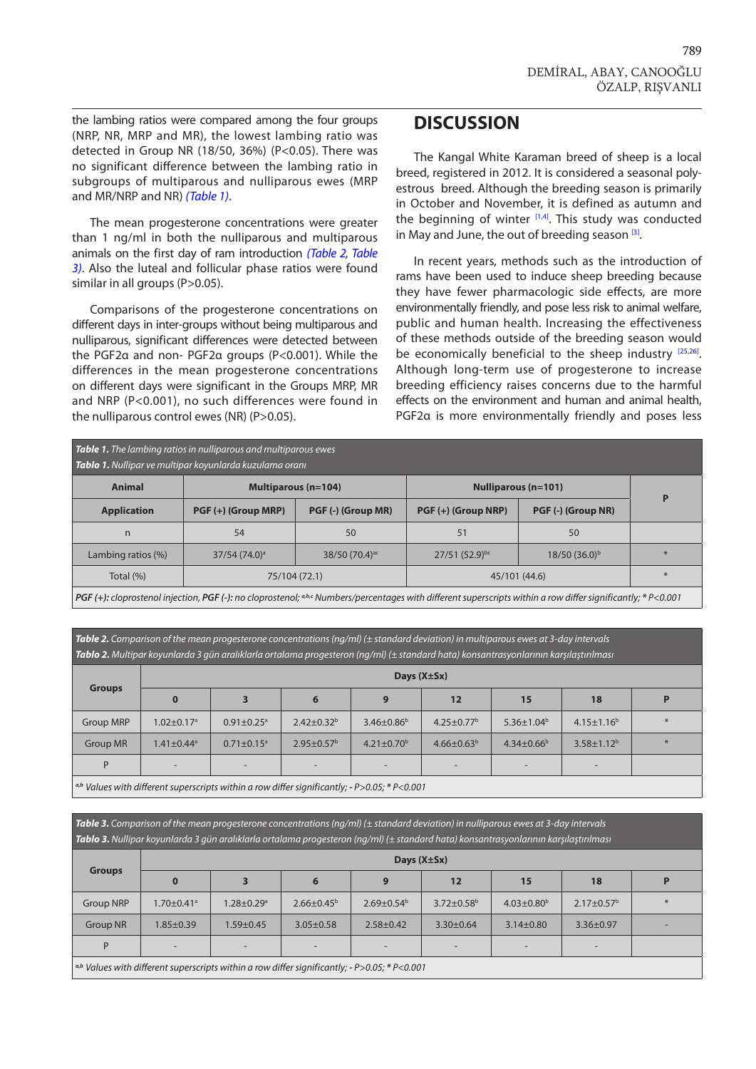the lambing ratios were compared among the four groups (NRP, NR, MRP and MR), the lowest lambing ratio was detected in Group NR (18/50, 36%) (P<0.05). There was no significant difference between the lambing ratio in subgroups of multiparous and nulliparous ewes (MRP and MR/NRP and NR) *(Table 1)*.

The mean progesterone concentrations were greater than 1 ng/ml in both the nulliparous and multiparous animals on the first day of ram introduction *(Table 2, Table 3)*. Also the luteal and follicular phase ratios were found similar in all groups (P>0.05).

Comparisons of the progesterone concentrations on different days in inter-groups without being multiparous and nulliparous, significant differences were detected between the PGF2α and non- PGF2α groups (P<0.001). While the differences in the mean progesterone concentrations on different days were significant in the Groups MRP, MR and NRP (P<0.001), no such differences were found in the nulliparous control ewes (NR) (P>0.05).

## DISCUSSION

The Kangal White Karaman breed of sheep is a local breed, registered in 2012. It is considered a seasonal polyestrous breed. Although the breeding season is primarily in October and November, it is defined as autumn and the beginning of winter [1,4]. This study was conducted in May and June, the out of breeding season [3].

In recent years, methods such as the introduction of rams have been used to induce sheep breeding because they have fewer pharmacologic side effects, are more environmentally friendly, and pose less risk to animal welfare, public and human health. Increasing the effectiveness of these methods outside of the breeding season would be economically beneficial to the sheep industry [25,26]. Although long-term use of progesterone to increase breeding efficiency raises concerns due to the harmful effects on the environment and human and animal health, PGF2α is more environmentally friendly and poses less

***Table 1.** The lambing ratios in nulliparous and multiparous ewes*
***Tablo 1.** Nullipar ve multipar koyunlarda kuzulama oranı*

| Animal | Multiparous (n=104) | | Nulliparous (n=101) | | P |
|---|---|---|---|---|---|
| Application | PGF (+) (Group MRP) | PGF (-) (Group MR) | PGF (+) (Group NRP) | PGF (-) (Group NR) | |
| n | 54 | 50 | 51 | 50 | |
| Lambing ratios (%) | 37/54 (74.0)$^{a}$ | 38/50 (70.4)$^{ac}$ | 27/51 (52.9)$^{bc}$ | 18/50 (36.0)$^{b}$ | * |
| Total (%) | 75/104 (72.1) | | 45/101 (44.6) | | * |

***PGF (+):** cloprostenol injection, **PGF (-):** no cloprostenol; a,b,c Numbers/percentages with different superscripts within a row differ significantly; * P<0.001*

***Table 2.** Comparison of the mean progesterone concentrations (ng/ml) (± standard deviation) in multiparous ewes at 3-day intervals*
***Tablo 2.** Multipar koyunlarda 3 gün aralıklarla ortalama progesteron (ng/ml) (± standart hata) konsantrasyonlarının karşılaştırılması*

| Groups | Days (X±Sx) | | | | | | | |
|---|---|---|---|---|---|---|---|---|
| | 0 | 3 | 6 | 9 | 12 | 15 | 18 | P |
| Group MRP | 1.02±0.17$^{a}$ | 0.91±0.25$^{a}$ | 2.42±0.32$^{b}$ | 3.46±0.86$^{b}$ | 4.25±0.77$^{b}$ | 5.36±1.04$^{b}$ | 4.15±1.16$^{b}$ | * |
| Group MR | 1.41±0.44$^{a}$ | 0.71±0.15$^{a}$ | 2.95±0.57$^{b}$ | 4.21±0.70$^{b}$ | 4.66±0.63$^{b}$ | 4.34±0.66$^{b}$ | 3.58±1.12$^{b}$ | * |
| P | - | - | - | - | - | - | - | |

*a,b Values with different superscripts within a row differ significantly; - P>0.05; * P<0.001*

***Table 3.** Comparison of the mean progesterone concentrations (ng/ml) (± standard deviation) in nulliparous ewes at 3-day intervals*
***Tablo 3.** Nullipar koyunlarda 3 gün aralıklarla ortalama progesteron (ng/ml) (± standart hata) konsantrasyonlarının karşılaştırılması*

| Groups | Days (X±Sx) | | | | | | | |
|---|---|---|---|---|---|---|---|---|
| | 0 | 3 | 6 | 9 | 12 | 15 | 18 | P |
| Group NRP | 1.70±0.41$^{a}$ | 1.28±0.29$^{a}$ | 2.66±0.45$^{b}$ | 2.69±0.54$^{b}$ | 3.72±0.58$^{b}$ | 4.03±0.80$^{b}$ | 2.17±0.57$^{b}$ | * |
| Group NR | 1.85±0.39 | 1.59±0.45 | 3.05±0.58 | 2.58±0.42 | 3.30±0.64 | 3.14±0.80 | 3.36±0.97 | - |
| P | - | - | - | - | - | - | - | |

*a,b Values with different superscripts within a row differ significantly; - P>0.05; * P<0.001*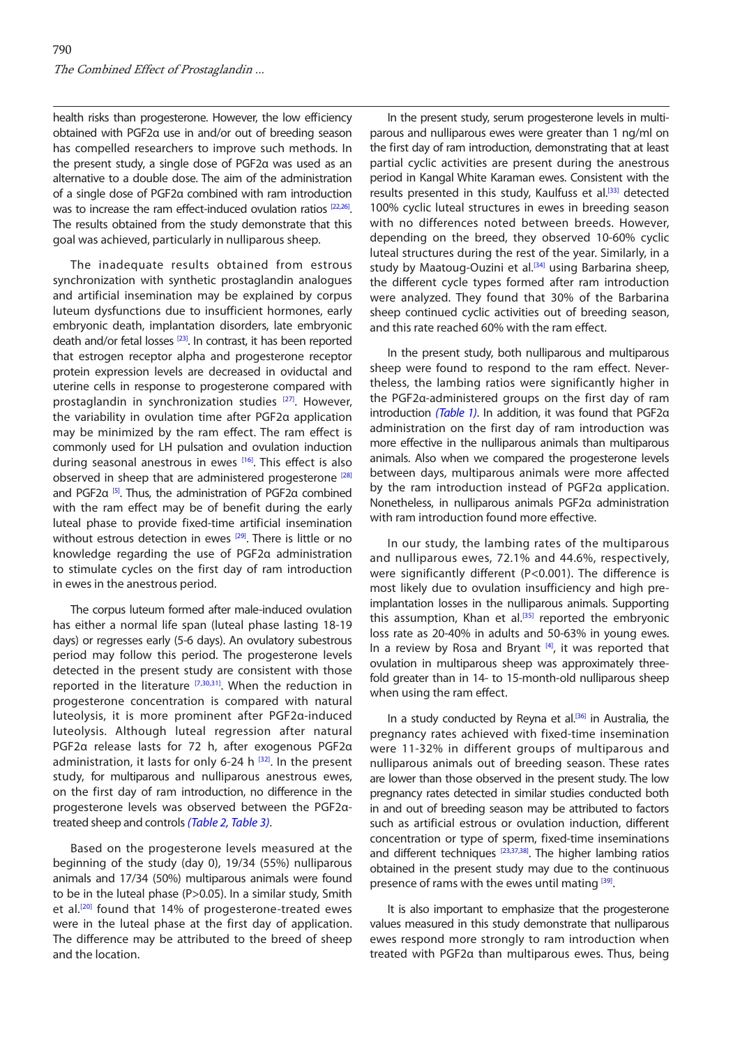health risks than progesterone. However, the low efficiency obtained with PGF2α use in and/or out of breeding season has compelled researchers to improve such methods. In the present study, a single dose of PGF2α was used as an alternative to a double dose. The aim of the administration of a single dose of PGF2α combined with ram introduction was to increase the ram effect-induced ovulation ratios [22,26]. The results obtained from the study demonstrate that this goal was achieved, particularly in nulliparous sheep.

The inadequate results obtained from estrous synchronization with synthetic prostaglandin analogues and artificial insemination may be explained by corpus luteum dysfunctions due to insufficient hormones, early embryonic death, implantation disorders, late embryonic death and/or fetal losses [23]. In contrast, it has been reported that estrogen receptor alpha and progesterone receptor protein expression levels are decreased in oviductal and uterine cells in response to progesterone compared with prostaglandin in synchronization studies [27]. However, the variability in ovulation time after PGF2α application may be minimized by the ram effect. The ram effect is commonly used for LH pulsation and ovulation induction during seasonal anestrous in ewes [16]. This effect is also observed in sheep that are administered progesterone [28] and PGF2α [5]. Thus, the administration of PGF2α combined with the ram effect may be of benefit during the early luteal phase to provide fixed-time artificial insemination without estrous detection in ewes [29]. There is little or no knowledge regarding the use of PGF2α administration to stimulate cycles on the first day of ram introduction in ewes in the anestrous period.

The corpus luteum formed after male-induced ovulation has either a normal life span (luteal phase lasting 18-19 days) or regresses early (5-6 days). An ovulatory subestrous period may follow this period. The progesterone levels detected in the present study are consistent with those reported in the literature [7,30,31]. When the reduction in progesterone concentration is compared with natural luteolysis, it is more prominent after PGF2α-induced luteolysis. Although luteal regression after natural PGF2α release lasts for 72 h, after exogenous PGF2α administration, it lasts for only 6-24 h [32]. In the present study, for multiparous and nulliparous anestrous ewes, on the first day of ram introduction, no difference in the progesterone levels was observed between the PGF2α-treated sheep and controls *(Table 2, Table 3)*.

Based on the progesterone levels measured at the beginning of the study (day 0), 19/34 (55%) nulliparous animals and 17/34 (50%) multiparous animals were found to be in the luteal phase (P>0.05). In a similar study, Smith et al.[20] found that 14% of progesterone-treated ewes were in the luteal phase at the first day of application. The difference may be attributed to the breed of sheep and the location.

In the present study, serum progesterone levels in multiparous and nulliparous ewes were greater than 1 ng/ml on the first day of ram introduction, demonstrating that at least partial cyclic activities are present during the anestrous period in Kangal White Karaman ewes. Consistent with the results presented in this study, Kaulfuss et al.[33] detected 100% cyclic luteal structures in ewes in breeding season with no differences noted between breeds. However, depending on the breed, they observed 10-60% cyclic luteal structures during the rest of the year. Similarly, in a study by Maatoug-Ouzini et al.[34] using Barbarina sheep, the different cycle types formed after ram introduction were analyzed. They found that 30% of the Barbarina sheep continued cyclic activities out of breeding season, and this rate reached 60% with the ram effect.

In the present study, both nulliparous and multiparous sheep were found to respond to the ram effect. Nevertheless, the lambing ratios were significantly higher in the PGF2α-administered groups on the first day of ram introduction *(Table 1)*. In addition, it was found that PGF2α administration on the first day of ram introduction was more effective in the nulliparous animals than multiparous animals. Also when we compared the progesterone levels between days, multiparous animals were more affected by the ram introduction instead of PGF2α application. Nonetheless, in nulliparous animals PGF2α administration with ram introduction found more effective.

In our study, the lambing rates of the multiparous and nulliparous ewes, 72.1% and 44.6%, respectively, were significantly different (P<0.001). The difference is most likely due to ovulation insufficiency and high pre-implantation losses in the nulliparous animals. Supporting this assumption, Khan et al.[35] reported the embryonic loss rate as 20-40% in adults and 50-63% in young ewes. In a review by Rosa and Bryant [4], it was reported that ovulation in multiparous sheep was approximately three-fold greater than in 14- to 15-month-old nulliparous sheep when using the ram effect.

In a study conducted by Reyna et al.[36] in Australia, the pregnancy rates achieved with fixed-time insemination were 11-32% in different groups of multiparous and nulliparous animals out of breeding season. These rates are lower than those observed in the present study. The low pregnancy rates detected in similar studies conducted both in and out of breeding season may be attributed to factors such as artificial estrous or ovulation induction, different concentration or type of sperm, fixed-time inseminations and different techniques [23,37,38]. The higher lambing ratios obtained in the present study may due to the continuous presence of rams with the ewes until mating [39].

It is also important to emphasize that the progesterone values measured in this study demonstrate that nulliparous ewes respond more strongly to ram introduction when treated with PGF2α than multiparous ewes. Thus, being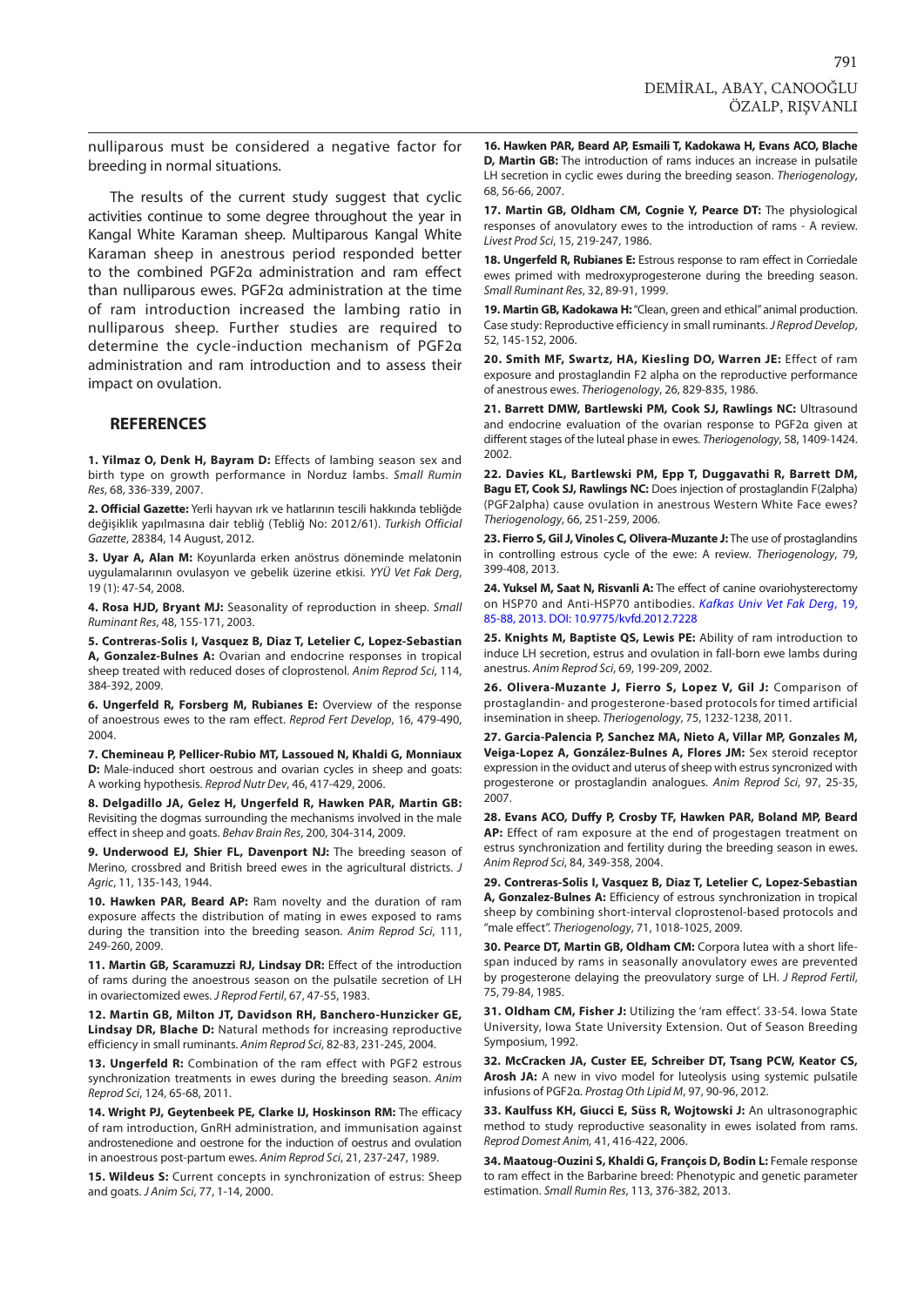nulliparous must be considered a negative factor for breeding in normal situations.

The results of the current study suggest that cyclic activities continue to some degree throughout the year in Kangal White Karaman sheep. Multiparous Kangal White Karaman sheep in anestrous period responded better to the combined PGF2α administration and ram effect than nulliparous ewes. PGF2α administration at the time of ram introduction increased the lambing ratio in nulliparous sheep. Further studies are required to determine the cycle-induction mechanism of PGF2α administration and ram introduction and to assess their impact on ovulation.

## REFERENCES

**1. Yilmaz O, Denk H, Bayram D:** Effects of lambing season sex and birth type on growth performance in Norduz lambs. *Small Rumin Res*, 68, 336-339, 2007.

**2. Official Gazette:** Yerli hayvan ırk ve hatlarının tescili hakkında tebliğde değişiklik yapılmasına dair tebliğ (Tebliğ No: 2012/61). *Turkish Official Gazette*, 28384, 14 August, 2012.

**3. Uyar A, Alan M:** Koyunlarda erken anöstrus döneminde melatonin uygulamalarının ovulasyon ve gebelik üzerine etkisi. *YYÜ Vet Fak Derg*, 19 (1): 47-54, 2008.

**4. Rosa HJD, Bryant MJ:** Seasonality of reproduction in sheep. *Small Ruminant Res*, 48, 155-171, 2003.

**5. Contreras-Solis I, Vasquez B, Diaz T, Letelier C, Lopez-Sebastian A, Gonzalez-Bulnes A:** Ovarian and endocrine responses in tropical sheep treated with reduced doses of cloprostenol. *Anim Reprod Sci*, 114, 384-392, 2009.

**6. Ungerfeld R, Forsberg M, Rubianes E:** Overview of the response of anoestrous ewes to the ram effect. *Reprod Fert Develop*, 16, 479-490, 2004.

**7. Chemineau P, Pellicer-Rubio MT, Lassoued N, Khaldi G, Monniaux D:** Male-induced short oestrous and ovarian cycles in sheep and goats: A working hypothesis. *Reprod Nutr Dev*, 46, 417-429, 2006.

**8. Delgadillo JA, Gelez H, Ungerfeld R, Hawken PAR, Martin GB:** Revisiting the dogmas surrounding the mechanisms involved in the male effect in sheep and goats. *Behav Brain Res*, 200, 304-314, 2009.

**9. Underwood EJ, Shier FL, Davenport NJ:** The breeding season of Merino, crossbred and British breed ewes in the agricultural districts. *J Agric*, 11, 135-143, 1944.

**10. Hawken PAR, Beard AP:** Ram novelty and the duration of ram exposure affects the distribution of mating in ewes exposed to rams during the transition into the breeding season. *Anim Reprod Sci*, 111, 249-260, 2009.

**11. Martin GB, Scaramuzzi RJ, Lindsay DR:** Effect of the introduction of rams during the anoestrous season on the pulsatile secretion of LH in ovariectomized ewes. *J Reprod Fertil*, 67, 47-55, 1983.

**12. Martin GB, Milton JT, Davidson RH, Banchero-Hunzicker GE, Lindsay DR, Blache D:** Natural methods for increasing reproductive efficiency in small ruminants. *Anim Reprod Sci*, 82-83, 231-245, 2004.

**13. Ungerfeld R:** Combination of the ram effect with PGF2 estrous synchronization treatments in ewes during the breeding season. *Anim Reprod Sci*, 124, 65-68, 2011.

**14. Wright PJ, Geytenbeek PE, Clarke IJ, Hoskinson RM:** The efficacy of ram introduction, GnRH administration, and immunisation against androstenedione and oestrone for the induction of oestrus and ovulation in anoestrous post-partum ewes. *Anim Reprod Sci*, 21, 237-247, 1989.

**15. Wildeus S:** Current concepts in synchronization of estrus: Sheep and goats. *J Anim Sci*, 77, 1-14, 2000.

**16. Hawken PAR, Beard AP, Esmaili T, Kadokawa H, Evans ACO, Blache D, Martin GB:** The introduction of rams induces an increase in pulsatile LH secretion in cyclic ewes during the breeding season. *Theriogenology*, 68, 56-66, 2007.

**17. Martin GB, Oldham CM, Cognie Y, Pearce DT:** The physiological responses of anovulatory ewes to the introduction of rams - A review. *Livest Prod Sci*, 15, 219-247, 1986.

**18. Ungerfeld R, Rubianes E:** Estrous response to ram effect in Corriedale ewes primed with medroxyprogesterone during the breeding season. *Small Ruminant Res*, 32, 89-91, 1999.

**19. Martin GB, Kadokawa H:** "Clean, green and ethical" animal production. Case study: Reproductive efficiency in small ruminants. *J Reprod Develop*, 52, 145-152, 2006.

**20. Smith MF, Swartz, HA, Kiesling DO, Warren JE:** Effect of ram exposure and prostaglandin F2 alpha on the reproductive performance of anestrous ewes. *Theriogenology*, 26, 829-835, 1986.

**21. Barrett DMW, Bartlewski PM, Cook SJ, Rawlings NC:** Ultrasound and endocrine evaluation of the ovarian response to PGF2α given at different stages of the luteal phase in ewes. *Theriogenology*, 58, 1409-1424, 2002.

**22. Davies KL, Bartlewski PM, Epp T, Duggavathi R, Barrett DM, Bagu ET, Cook SJ, Rawlings NC:** Does injection of prostaglandin F(2alpha) (PGF2alpha) cause ovulation in anestrous Western White Face ewes? *Theriogenology*, 66, 251-259, 2006.

**23. Fierro S, Gil J, Vinoles C, Olivera-Muzante J:** The use of prostaglandins in controlling estrous cycle of the ewe: A review. *Theriogenology*, 79, 399-408, 2013.

**24. Yuksel M, Saat N, Risvanli A:** The effect of canine ovariohysterectomy on HSP70 and Anti-HSP70 antibodies. *Kafkas Univ Vet Fak Derg*, 19, 85-88, 2013. DOI: 10.9775/kvfd.2012.7228

**25. Knights M, Baptiste QS, Lewis PE:** Ability of ram introduction to induce LH secretion, estrus and ovulation in fall-born ewe lambs during anestrus. *Anim Reprod Sci*, 69, 199-209, 2002.

**26. Olivera-Muzante J, Fierro S, Lopez V, Gil J:** Comparison of prostaglandin- and progesterone-based protocols for timed artificial insemination in sheep. *Theriogenology*, 75, 1232-1238, 2011.

**27. Garcia-Palencia P, Sanchez MA, Nieto A, Villar MP, Gonzales M, Veiga-Lopez A, González-Bulnes A, Flores JM:** Sex steroid receptor expression in the oviduct and uterus of sheep with estrus syncronized with progesterone or prostaglandin analogues. *Anim Reprod Sci*, 97, 25-35, 2007.

**28. Evans ACO, Duffy P, Crosby TF, Hawken PAR, Boland MP, Beard AP:** Effect of ram exposure at the end of progestagen treatment on estrus synchronization and fertility during the breeding season in ewes. *Anim Reprod Sci*, 84, 349-358, 2004.

**29. Contreras-Solis I, Vasquez B, Diaz T, Letelier C, Lopez-Sebastian A, Gonzalez-Bulnes A:** Efficiency of estrous synchronization in tropical sheep by combining short-interval cloprostenol-based protocols and "male effect". *Theriogenology*, 71, 1018-1025, 2009.

**30. Pearce DT, Martin GB, Oldham CM:** Corpora lutea with a short life-span induced by rams in seasonally anovulatory ewes are prevented by progesterone delaying the preovulatory surge of LH. *J Reprod Fertil*, 75, 79-84, 1985.

**31. Oldham CM, Fisher J:** Utilizing the 'ram effect'. 33-54. Iowa State University, Iowa State University Extension. Out of Season Breeding Symposium, 1992.

**32. McCracken JA, Custer EE, Schreiber DT, Tsang PCW, Keator CS, Arosh JA:** A new in vivo model for luteolysis using systemic pulsatile infusions of PGF2α. *Prostag Oth Lipid M*, 97, 90-96, 2012.

**33. Kaulfuss KH, Giucci E, Süss R, Wojtowski J:** An ultrasonographic method to study reproductive seasonality in ewes isolated from rams. *Reprod Domest Anim*, 41, 416-422, 2006.

**34. Maatoug-Ouzini S, Khaldi G, François D, Bodin L:** Female response to ram effect in the Barbarine breed: Phenotypic and genetic parameter estimation. *Small Rumin Res*, 113, 376-382, 2013.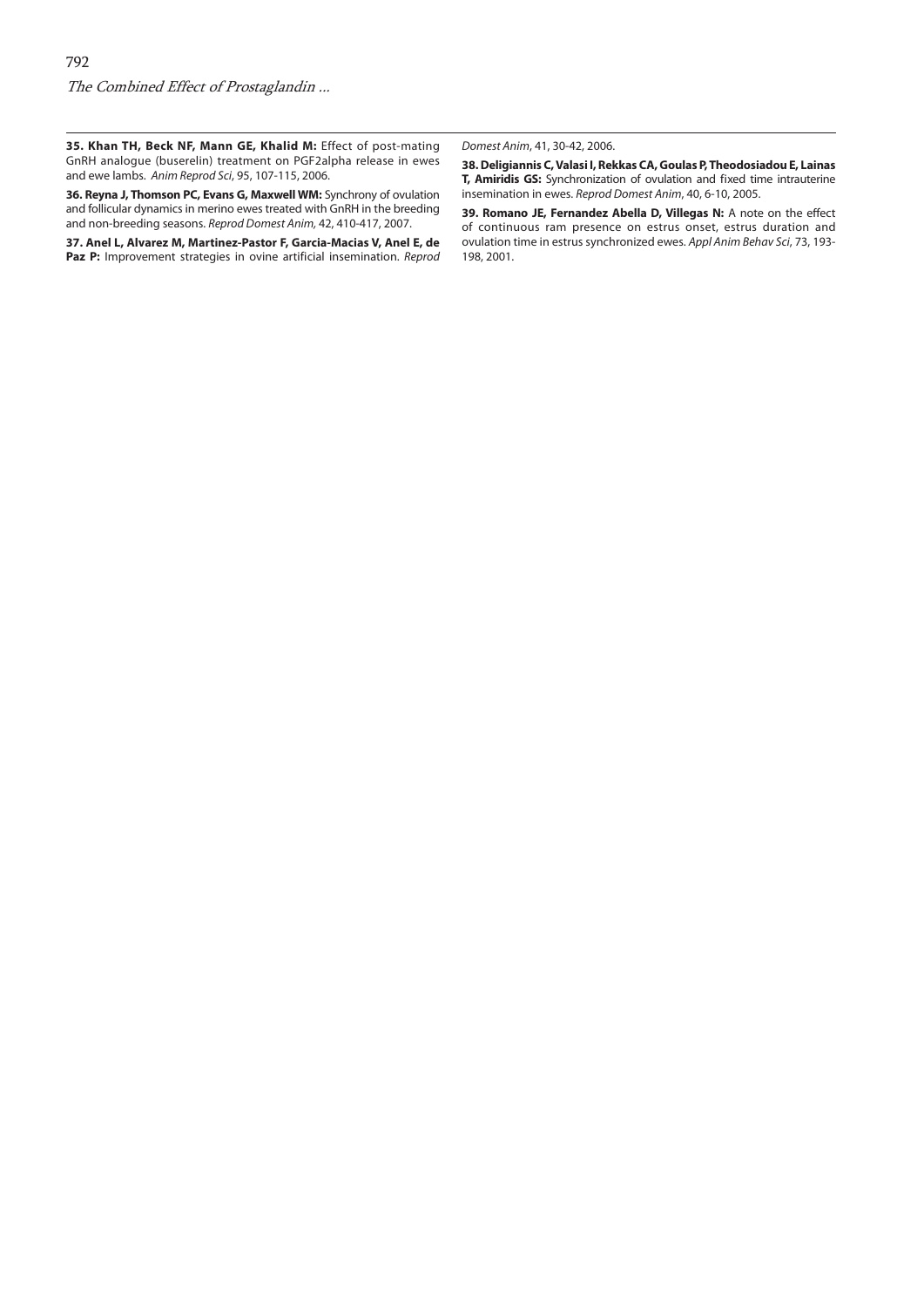**35. Khan TH, Beck NF, Mann GE, Khalid M:** Effect of post-mating GnRH analogue (buserelin) treatment on PGF2alpha release in ewes and ewe lambs. *Anim Reprod Sci*, 95, 107-115, 2006.

**36. Reyna J, Thomson PC, Evans G, Maxwell WM:** Synchrony of ovulation and follicular dynamics in merino ewes treated with GnRH in the breeding and non-breeding seasons. *Reprod Domest Anim,* 42, 410-417, 2007.

**37. Anel L, Alvarez M, Martinez-Pastor F, Garcia-Macias V, Anel E, de Paz P:** Improvement strategies in ovine artificial insemination. *Reprod Domest Anim*, 41, 30-42, 2006.

**38. Deligiannis C, Valasi I, Rekkas CA, Goulas P, Theodosiadou E, Lainas T, Amiridis GS:** Synchronization of ovulation and fixed time intrauterine insemination in ewes. *Reprod Domest Anim*, 40, 6-10, 2005.

**39. Romano JE, Fernandez Abella D, Villegas N:** A note on the effect of continuous ram presence on estrus onset, estrus duration and ovulation time in estrus synchronized ewes. *Appl Anim Behav Sci*, 73, 193-198, 2001.